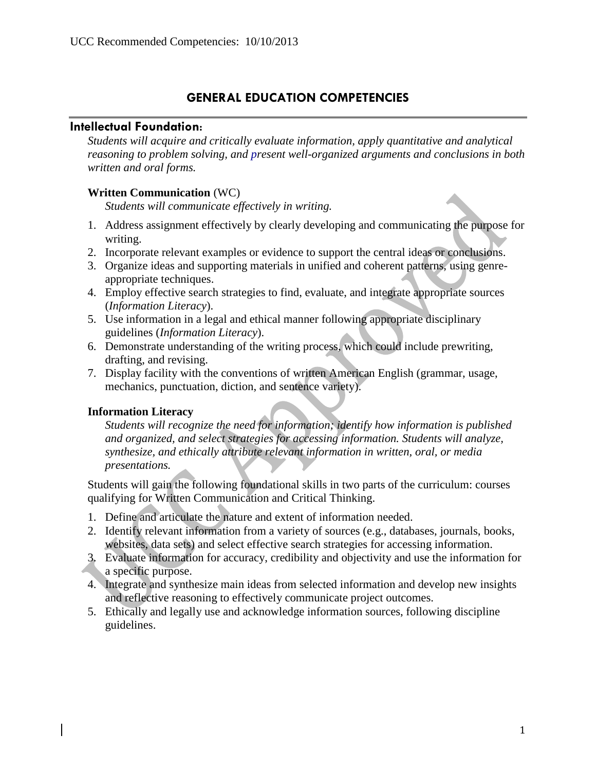# GENERAL EDUCATION COMPETENCIES

## Intellectual Foundation:

*Students will acquire and critically evaluate information, apply quantitative and analytical reasoning to problem solving, and present well-organized arguments and conclusions in both written and oral forms.*

### Written Communication (WC)

*Students will communicate effectively in writing.*

1. Address assignment effectively by clearly developing and communicating the purpose for writing.
2. Incorporate relevant examples or evidence to support the central ideas or conclusions.
3. Organize ideas and supporting materials in unified and coherent patterns, using genre-appropriate techniques.
4. Employ effective search strategies to find, evaluate, and integrate appropriate sources (*Information Literacy*).
5. Use information in a legal and ethical manner following appropriate disciplinary guidelines (*Information Literacy*).
6. Demonstrate understanding of the writing process, which could include prewriting, drafting, and revising.
7. Display facility with the conventions of written American English (grammar, usage, mechanics, punctuation, diction, and sentence variety).

### Information Literacy

*Students will recognize the need for information; identify how information is published and organized, and select strategies for accessing information. Students will analyze, synthesize, and ethically attribute relevant information in written, oral, or media presentations.*

Students will gain the following foundational skills in two parts of the curriculum: courses qualifying for Written Communication and Critical Thinking.

1. Define and articulate the nature and extent of information needed.
2. Identify relevant information from a variety of sources (e.g., databases, journals, books, websites, data sets) and select effective search strategies for accessing information.
3. Evaluate information for accuracy, credibility and objectivity and use the information for a specific purpose.
4. Integrate and synthesize main ideas from selected information and develop new insights and reflective reasoning to effectively communicate project outcomes.
5. Ethically and legally use and acknowledge information sources, following discipline guidelines.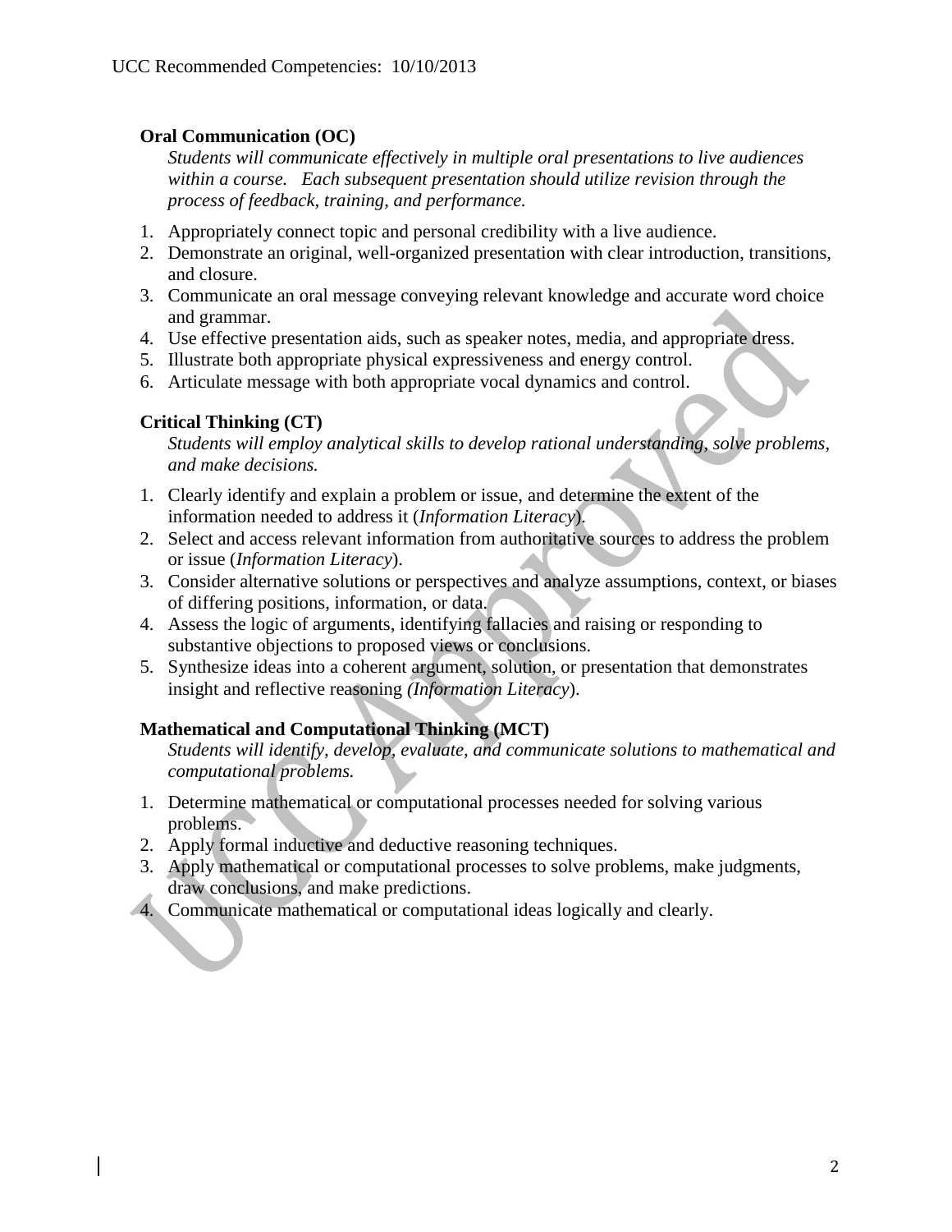**Oral Communication (OC)**

*Students will communicate effectively in multiple oral presentations to live audiences within a course. Each subsequent presentation should utilize revision through the process of feedback, training, and performance.*

1. Appropriately connect topic and personal credibility with a live audience.
2. Demonstrate an original, well-organized presentation with clear introduction, transitions, and closure.
3. Communicate an oral message conveying relevant knowledge and accurate word choice and grammar.
4. Use effective presentation aids, such as speaker notes, media, and appropriate dress.
5. Illustrate both appropriate physical expressiveness and energy control.
6. Articulate message with both appropriate vocal dynamics and control.

**Critical Thinking (CT)**

*Students will employ analytical skills to develop rational understanding, solve problems, and make decisions.*

1. Clearly identify and explain a problem or issue, and determine the extent of the information needed to address it (*Information Literacy*).
2. Select and access relevant information from authoritative sources to address the problem or issue (*Information Literacy*).
3. Consider alternative solutions or perspectives and analyze assumptions, context, or biases of differing positions, information, or data.
4. Assess the logic of arguments, identifying fallacies and raising or responding to substantive objections to proposed views or conclusions.
5. Synthesize ideas into a coherent argument, solution, or presentation that demonstrates insight and reflective reasoning *(Information Literacy*).

**Mathematical and Computational Thinking (MCT)**

*Students will identify, develop, evaluate, and communicate solutions to mathematical and computational problems.*

1. Determine mathematical or computational processes needed for solving various problems.
2. Apply formal inductive and deductive reasoning techniques.
3. Apply mathematical or computational processes to solve problems, make judgments, draw conclusions, and make predictions.
4. Communicate mathematical or computational ideas logically and clearly.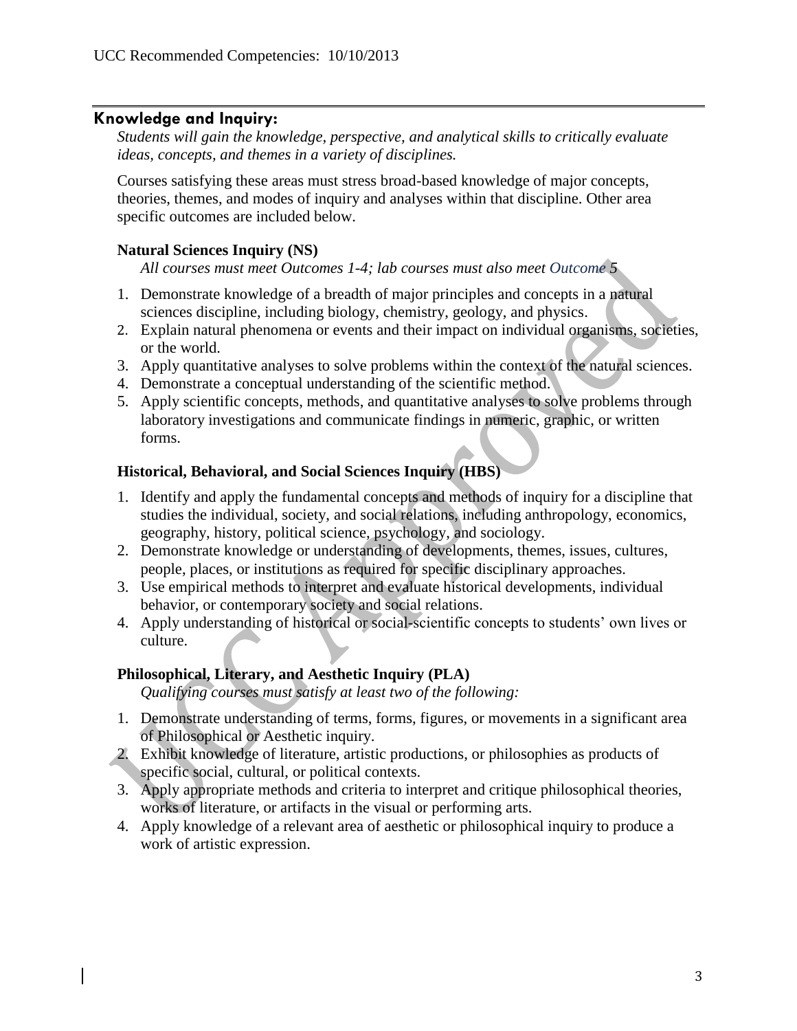## Knowledge and Inquiry:

*Students will gain the knowledge, perspective, and analytical skills to critically evaluate ideas, concepts, and themes in a variety of disciplines.*

Courses satisfying these areas must stress broad-based knowledge of major concepts, theories, themes, and modes of inquiry and analyses within that discipline. Other area specific outcomes are included below.

### Natural Sciences Inquiry (NS)

*All courses must meet Outcomes 1-4; lab courses must also meet Outcome 5*

1. Demonstrate knowledge of a breadth of major principles and concepts in a natural sciences discipline, including biology, chemistry, geology, and physics.
2. Explain natural phenomena or events and their impact on individual organisms, societies, or the world.
3. Apply quantitative analyses to solve problems within the context of the natural sciences.
4. Demonstrate a conceptual understanding of the scientific method.
5. Apply scientific concepts, methods, and quantitative analyses to solve problems through laboratory investigations and communicate findings in numeric, graphic, or written forms.

### Historical, Behavioral, and Social Sciences Inquiry (HBS)

1. Identify and apply the fundamental concepts and methods of inquiry for a discipline that studies the individual, society, and social relations, including anthropology, economics, geography, history, political science, psychology, and sociology.
2. Demonstrate knowledge or understanding of developments, themes, issues, cultures, people, places, or institutions as required for specific disciplinary approaches.
3. Use empirical methods to interpret and evaluate historical developments, individual behavior, or contemporary society and social relations.
4. Apply understanding of historical or social-scientific concepts to students' own lives or culture.

### Philosophical, Literary, and Aesthetic Inquiry (PLA)

*Qualifying courses must satisfy at least two of the following:*

1. Demonstrate understanding of terms, forms, figures, or movements in a significant area of Philosophical or Aesthetic inquiry.
2. Exhibit knowledge of literature, artistic productions, or philosophies as products of specific social, cultural, or political contexts.
3. Apply appropriate methods and criteria to interpret and critique philosophical theories, works of literature, or artifacts in the visual or performing arts.
4. Apply knowledge of a relevant area of aesthetic or philosophical inquiry to produce a work of artistic expression.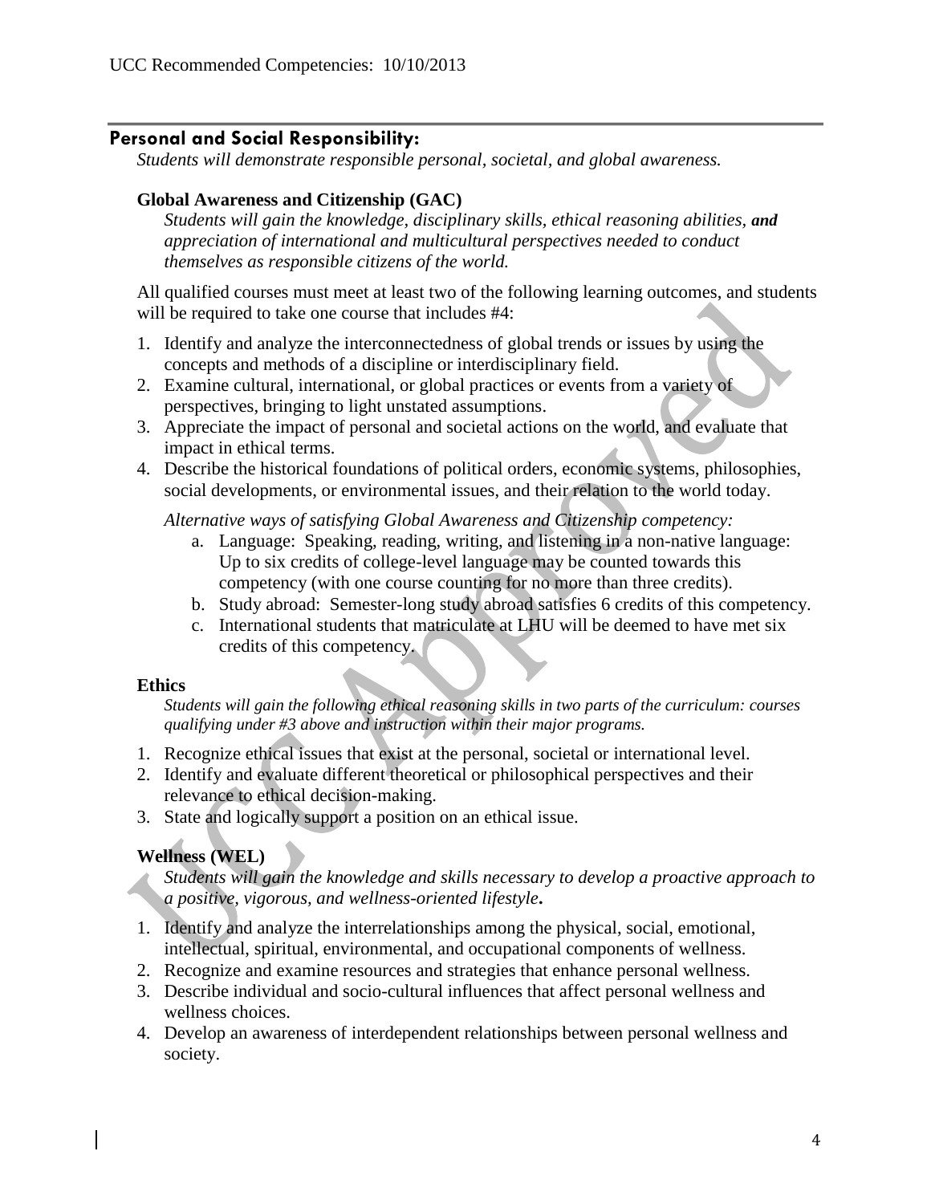## Personal and Social Responsibility:

*Students will demonstrate responsible personal, societal, and global awareness.*

### Global Awareness and Citizenship (GAC)

*Students will gain the knowledge, disciplinary skills, ethical reasoning abilities, **and** appreciation of international and multicultural perspectives needed to conduct themselves as responsible citizens of the world.*

All qualified courses must meet at least two of the following learning outcomes, and students will be required to take one course that includes #4:

1. Identify and analyze the interconnectedness of global trends or issues by using the concepts and methods of a discipline or interdisciplinary field.
2. Examine cultural, international, or global practices or events from a variety of perspectives, bringing to light unstated assumptions.
3. Appreciate the impact of personal and societal actions on the world, and evaluate that impact in ethical terms.
4. Describe the historical foundations of political orders, economic systems, philosophies, social developments, or environmental issues, and their relation to the world today.

*Alternative ways of satisfying Global Awareness and Citizenship competency:*

a. Language: Speaking, reading, writing, and listening in a non-native language: Up to six credits of college-level language may be counted towards this competency (with one course counting for no more than three credits).
b. Study abroad: Semester-long study abroad satisfies 6 credits of this competency.
c. International students that matriculate at LHU will be deemed to have met six credits of this competency.

### Ethics

*Students will gain the following ethical reasoning skills in two parts of the curriculum: courses qualifying under #3 above and instruction within their major programs.*

1. Recognize ethical issues that exist at the personal, societal or international level.
2. Identify and evaluate different theoretical or philosophical perspectives and their relevance to ethical decision-making.
3. State and logically support a position on an ethical issue.

### Wellness (WEL)

*Students will gain the knowledge and skills necessary to develop a proactive approach to a positive, vigorous, and wellness-oriented lifestyle*.

1. Identify and analyze the interrelationships among the physical, social, emotional, intellectual, spiritual, environmental, and occupational components of wellness.
2. Recognize and examine resources and strategies that enhance personal wellness.
3. Describe individual and socio-cultural influences that affect personal wellness and wellness choices.
4. Develop an awareness of interdependent relationships between personal wellness and society.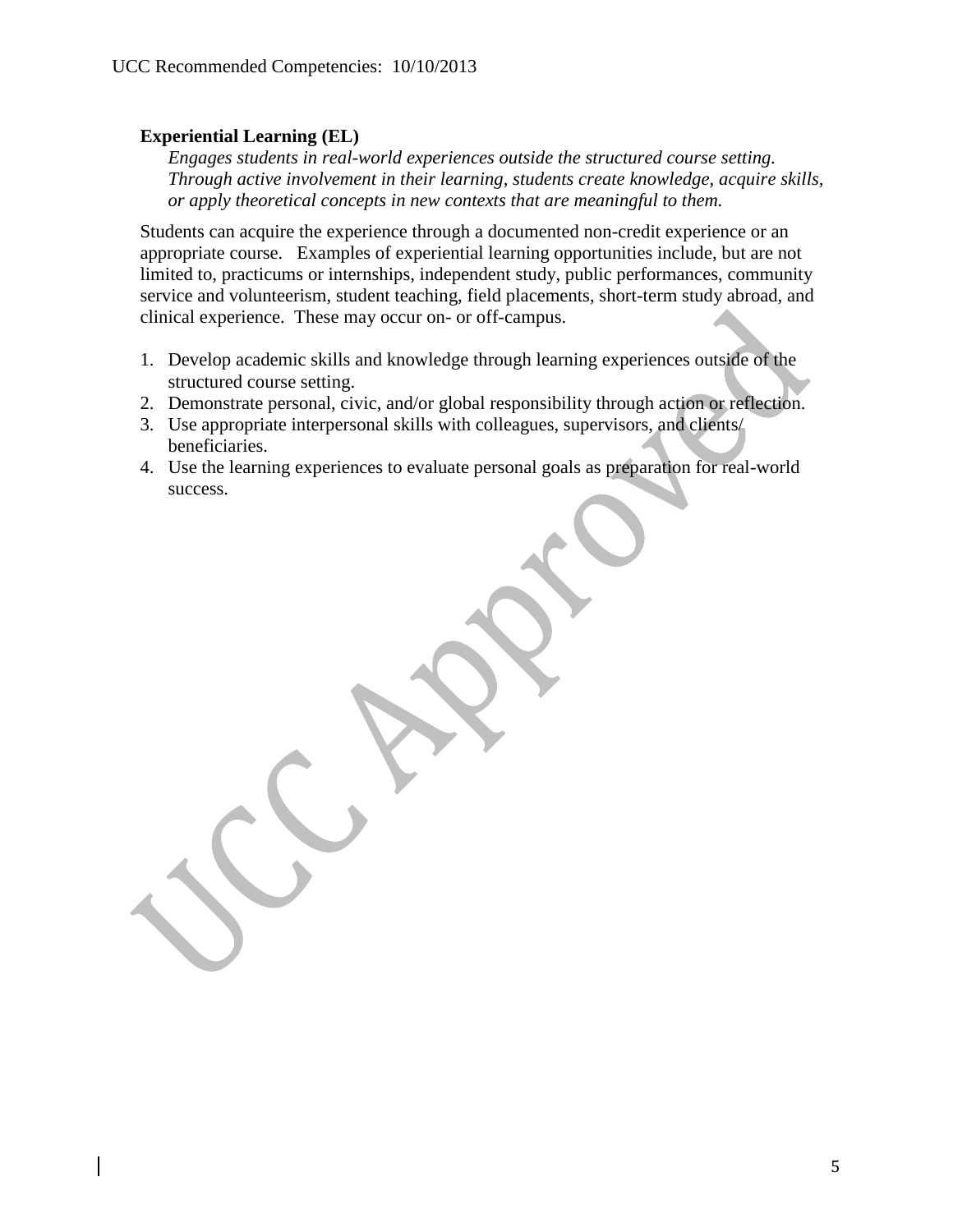**Experiential Learning (EL)**

*Engages students in real-world experiences outside the structured course setting. Through active involvement in their learning, students create knowledge, acquire skills, or apply theoretical concepts in new contexts that are meaningful to them.*

Students can acquire the experience through a documented non-credit experience or an appropriate course. Examples of experiential learning opportunities include, but are not limited to, practicums or internships, independent study, public performances, community service and volunteerism, student teaching, field placements, short-term study abroad, and clinical experience. These may occur on- or off-campus.

1. Develop academic skills and knowledge through learning experiences outside of the structured course setting.
2. Demonstrate personal, civic, and/or global responsibility through action or reflection.
3. Use appropriate interpersonal skills with colleagues, supervisors, and clients/ beneficiaries.
4. Use the learning experiences to evaluate personal goals as preparation for real-world success.